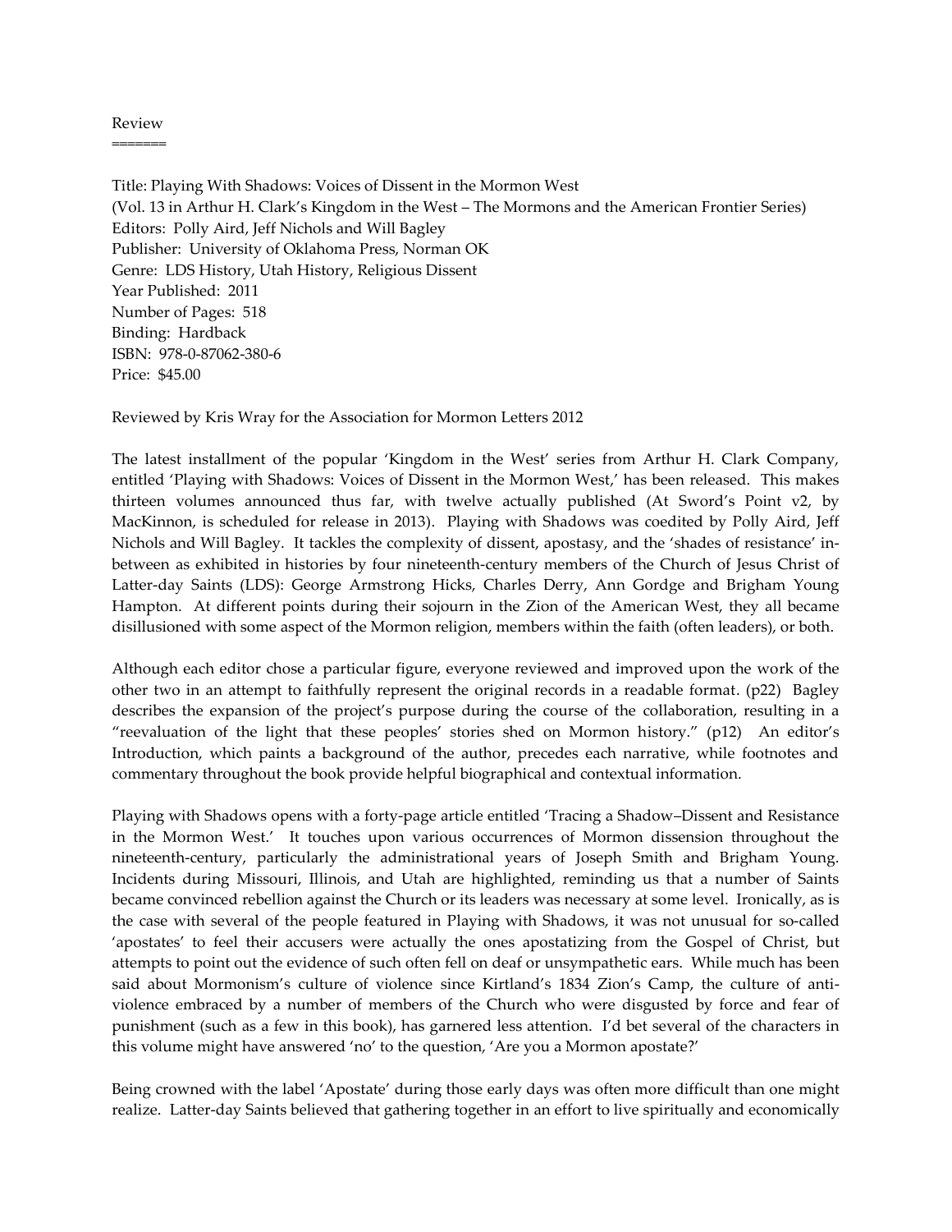Review
=======

Title: Playing With Shadows: Voices of Dissent in the Mormon West
(Vol. 13 in Arthur H. Clark's Kingdom in the West – The Mormons and the American Frontier Series)
Editors: Polly Aird, Jeff Nichols and Will Bagley
Publisher: University of Oklahoma Press, Norman OK
Genre: LDS History, Utah History, Religious Dissent
Year Published: 2011
Number of Pages: 518
Binding: Hardback
ISBN: 978-0-87062-380-6
Price: $45.00

Reviewed by Kris Wray for the Association for Mormon Letters 2012

The latest installment of the popular 'Kingdom in the West' series from Arthur H. Clark Company, entitled 'Playing with Shadows: Voices of Dissent in the Mormon West,' has been released. This makes thirteen volumes announced thus far, with twelve actually published (At Sword's Point v2, by MacKinnon, is scheduled for release in 2013). Playing with Shadows was coedited by Polly Aird, Jeff Nichols and Will Bagley. It tackles the complexity of dissent, apostasy, and the 'shades of resistance' in-between as exhibited in histories by four nineteenth-century members of the Church of Jesus Christ of Latter-day Saints (LDS): George Armstrong Hicks, Charles Derry, Ann Gordge and Brigham Young Hampton. At different points during their sojourn in the Zion of the American West, they all became disillusioned with some aspect of the Mormon religion, members within the faith (often leaders), or both.

Although each editor chose a particular figure, everyone reviewed and improved upon the work of the other two in an attempt to faithfully represent the original records in a readable format. (p22) Bagley describes the expansion of the project's purpose during the course of the collaboration, resulting in a "reevaluation of the light that these peoples' stories shed on Mormon history." (p12) An editor's Introduction, which paints a background of the author, precedes each narrative, while footnotes and commentary throughout the book provide helpful biographical and contextual information.

Playing with Shadows opens with a forty-page article entitled 'Tracing a Shadow–Dissent and Resistance in the Mormon West.' It touches upon various occurrences of Mormon dissension throughout the nineteenth-century, particularly the administrational years of Joseph Smith and Brigham Young. Incidents during Missouri, Illinois, and Utah are highlighted, reminding us that a number of Saints became convinced rebellion against the Church or its leaders was necessary at some level. Ironically, as is the case with several of the people featured in Playing with Shadows, it was not unusual for so-called 'apostates' to feel their accusers were actually the ones apostatizing from the Gospel of Christ, but attempts to point out the evidence of such often fell on deaf or unsympathetic ears. While much has been said about Mormonism's culture of violence since Kirtland's 1834 Zion's Camp, the culture of anti-violence embraced by a number of members of the Church who were disgusted by force and fear of punishment (such as a few in this book), has garnered less attention. I'd bet several of the characters in this volume might have answered 'no' to the question, 'Are you a Mormon apostate?'

Being crowned with the label 'Apostate' during those early days was often more difficult than one might realize. Latter-day Saints believed that gathering together in an effort to live spiritually and economically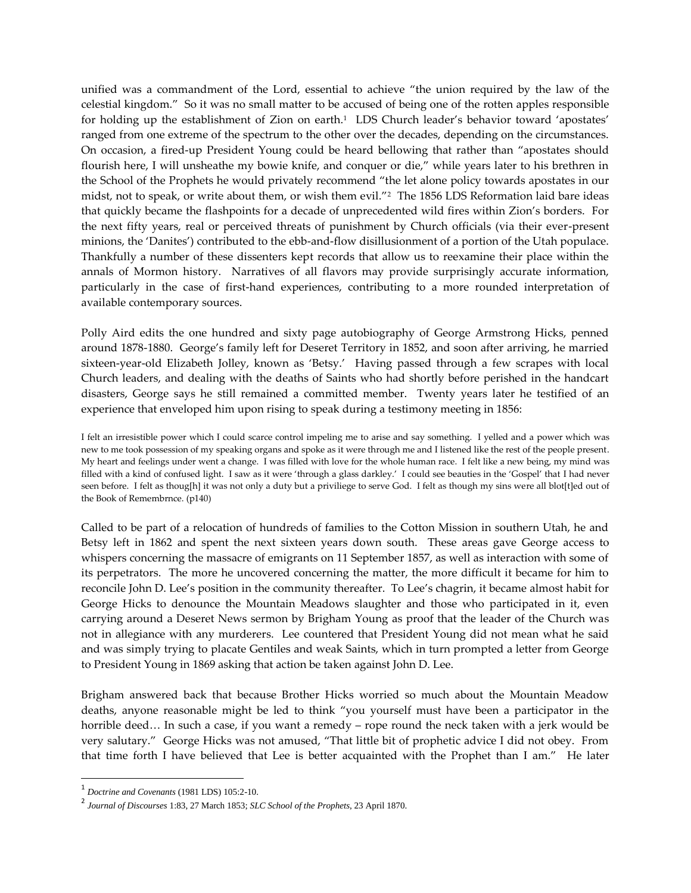unified was a commandment of the Lord, essential to achieve "the union required by the law of the celestial kingdom." So it was no small matter to be accused of being one of the rotten apples responsible for holding up the establishment of Zion on earth.[1] LDS Church leader's behavior toward 'apostates' ranged from one extreme of the spectrum to the other over the decades, depending on the circumstances. On occasion, a fired-up President Young could be heard bellowing that rather than "apostates should flourish here, I will unsheathe my bowie knife, and conquer or die," while years later to his brethren in the School of the Prophets he would privately recommend "the let alone policy towards apostates in our midst, not to speak, or write about them, or wish them evil."[2] The 1856 LDS Reformation laid bare ideas that quickly became the flashpoints for a decade of unprecedented wild fires within Zion's borders. For the next fifty years, real or perceived threats of punishment by Church officials (via their ever-present minions, the 'Danites') contributed to the ebb-and-flow disillusionment of a portion of the Utah populace. Thankfully a number of these dissenters kept records that allow us to reexamine their place within the annals of Mormon history. Narratives of all flavors may provide surprisingly accurate information, particularly in the case of first-hand experiences, contributing to a more rounded interpretation of available contemporary sources.

Polly Aird edits the one hundred and sixty page autobiography of George Armstrong Hicks, penned around 1878-1880. George's family left for Deseret Territory in 1852, and soon after arriving, he married sixteen-year-old Elizabeth Jolley, known as 'Betsy.' Having passed through a few scrapes with local Church leaders, and dealing with the deaths of Saints who had shortly before perished in the handcart disasters, George says he still remained a committed member. Twenty years later he testified of an experience that enveloped him upon rising to speak during a testimony meeting in 1856:

> I felt an irresistible power which I could scarce control impeling me to arise and say something. I yelled and a power which was new to me took possession of my speaking organs and spoke as it were through me and I listened like the rest of the people present. My heart and feelings under went a change. I was filled with love for the whole human race. I felt like a new being, my mind was filled with a kind of confused light. I saw as it were 'through a glass darkley.' I could see beauties in the 'Gospel' that I had never seen before. I felt as thoug[h] it was not only a duty but a priviliege to serve God. I felt as though my sins were all blot[t]ed out of the Book of Remembrnce. (p140)

Called to be part of a relocation of hundreds of families to the Cotton Mission in southern Utah, he and Betsy left in 1862 and spent the next sixteen years down south. These areas gave George access to whispers concerning the massacre of emigrants on 11 September 1857, as well as interaction with some of its perpetrators. The more he uncovered concerning the matter, the more difficult it became for him to reconcile John D. Lee's position in the community thereafter. To Lee's chagrin, it became almost habit for George Hicks to denounce the Mountain Meadows slaughter and those who participated in it, even carrying around a Deseret News sermon by Brigham Young as proof that the leader of the Church was not in allegiance with any murderers. Lee countered that President Young did not mean what he said and was simply trying to placate Gentiles and weak Saints, which in turn prompted a letter from George to President Young in 1869 asking that action be taken against John D. Lee.

Brigham answered back that because Brother Hicks worried so much about the Mountain Meadow deaths, anyone reasonable might be led to think "you yourself must have been a participator in the horrible deed… In such a case, if you want a remedy – rope round the neck taken with a jerk would be very salutary." George Hicks was not amused, "That little bit of prophetic advice I did not obey. From that time forth I have believed that Lee is better acquainted with the Prophet than I am." He later

---

[1] *Doctrine and Covenants* (1981 LDS) 105:2-10.

[2] *Journal of Discourses* 1:83, 27 March 1853; *SLC School of the Prophets*, 23 April 1870.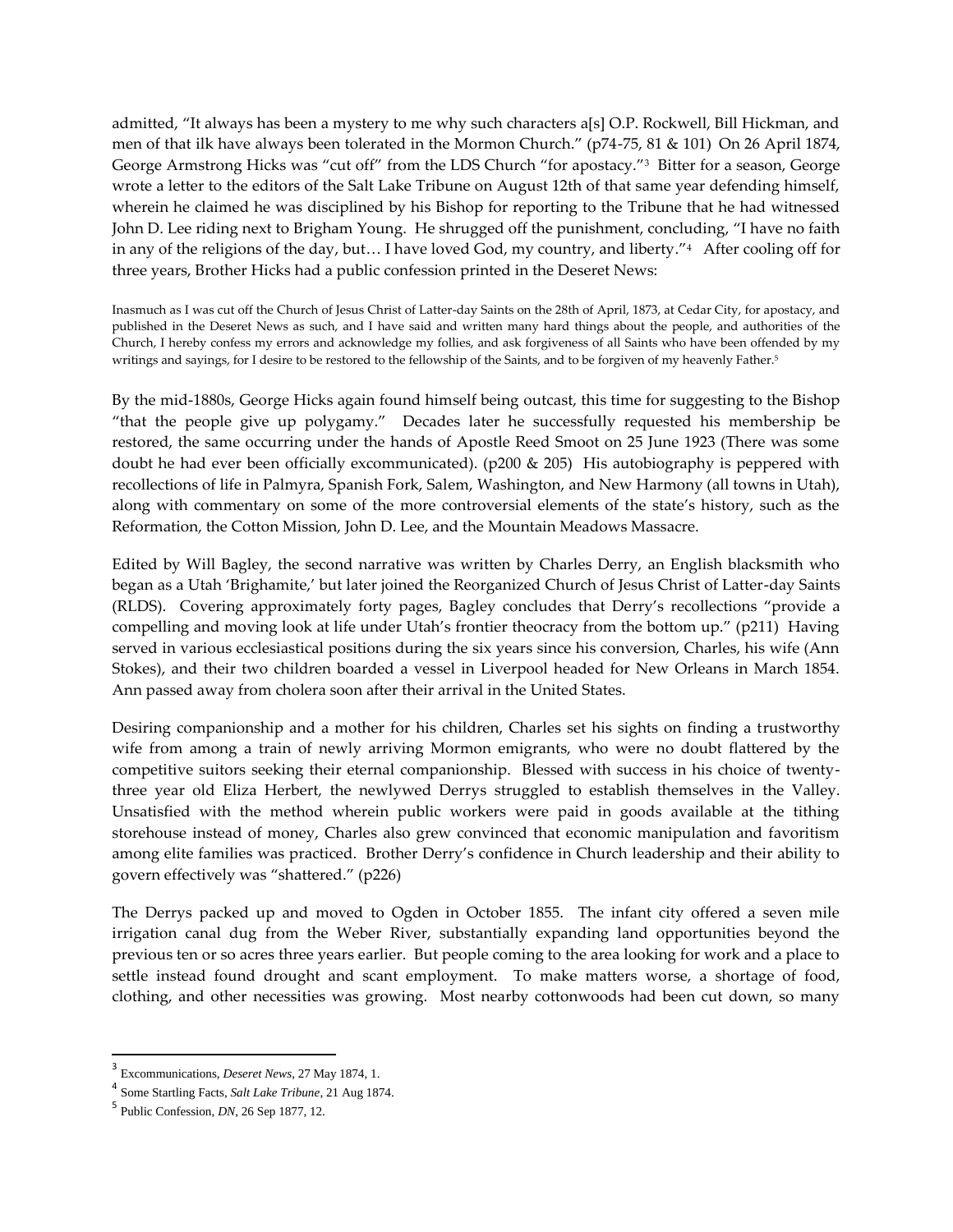admitted, "It always has been a mystery to me why such characters a[s] O.P. Rockwell, Bill Hickman, and men of that ilk have always been tolerated in the Mormon Church." (p74-75, 81 & 101) On 26 April 1874, George Armstrong Hicks was "cut off" from the LDS Church "for apostacy."[3] Bitter for a season, George wrote a letter to the editors of the Salt Lake Tribune on August 12th of that same year defending himself, wherein he claimed he was disciplined by his Bishop for reporting to the Tribune that he had witnessed John D. Lee riding next to Brigham Young. He shrugged off the punishment, concluding, "I have no faith in any of the religions of the day, but… I have loved God, my country, and liberty."[4] After cooling off for three years, Brother Hicks had a public confession printed in the Deseret News:

> Inasmuch as I was cut off the Church of Jesus Christ of Latter-day Saints on the 28th of April, 1873, at Cedar City, for apostacy, and published in the Deseret News as such, and I have said and written many hard things about the people, and authorities of the Church, I hereby confess my errors and acknowledge my follies, and ask forgiveness of all Saints who have been offended by my writings and sayings, for I desire to be restored to the fellowship of the Saints, and to be forgiven of my heavenly Father.[5]

By the mid-1880s, George Hicks again found himself being outcast, this time for suggesting to the Bishop "that the people give up polygamy." Decades later he successfully requested his membership be restored, the same occurring under the hands of Apostle Reed Smoot on 25 June 1923 (There was some doubt he had ever been officially excommunicated). (p200 & 205) His autobiography is peppered with recollections of life in Palmyra, Spanish Fork, Salem, Washington, and New Harmony (all towns in Utah), along with commentary on some of the more controversial elements of the state's history, such as the Reformation, the Cotton Mission, John D. Lee, and the Mountain Meadows Massacre.

Edited by Will Bagley, the second narrative was written by Charles Derry, an English blacksmith who began as a Utah 'Brighamite,' but later joined the Reorganized Church of Jesus Christ of Latter-day Saints (RLDS). Covering approximately forty pages, Bagley concludes that Derry's recollections "provide a compelling and moving look at life under Utah's frontier theocracy from the bottom up." (p211) Having served in various ecclesiastical positions during the six years since his conversion, Charles, his wife (Ann Stokes), and their two children boarded a vessel in Liverpool headed for New Orleans in March 1854. Ann passed away from cholera soon after their arrival in the United States.

Desiring companionship and a mother for his children, Charles set his sights on finding a trustworthy wife from among a train of newly arriving Mormon emigrants, who were no doubt flattered by the competitive suitors seeking their eternal companionship. Blessed with success in his choice of twenty-three year old Eliza Herbert, the newlywed Derrys struggled to establish themselves in the Valley. Unsatisfied with the method wherein public workers were paid in goods available at the tithing storehouse instead of money, Charles also grew convinced that economic manipulation and favoritism among elite families was practiced. Brother Derry's confidence in Church leadership and their ability to govern effectively was "shattered." (p226)

The Derrys packed up and moved to Ogden in October 1855. The infant city offered a seven mile irrigation canal dug from the Weber River, substantially expanding land opportunities beyond the previous ten or so acres three years earlier. But people coming to the area looking for work and a place to settle instead found drought and scant employment. To make matters worse, a shortage of food, clothing, and other necessities was growing. Most nearby cottonwoods had been cut down, so many

---

[3] Excommunications, *Deseret News*, 27 May 1874, 1.

[4] Some Startling Facts, *Salt Lake Tribune*, 21 Aug 1874.

[5] Public Confession, *DN*, 26 Sep 1877, 12.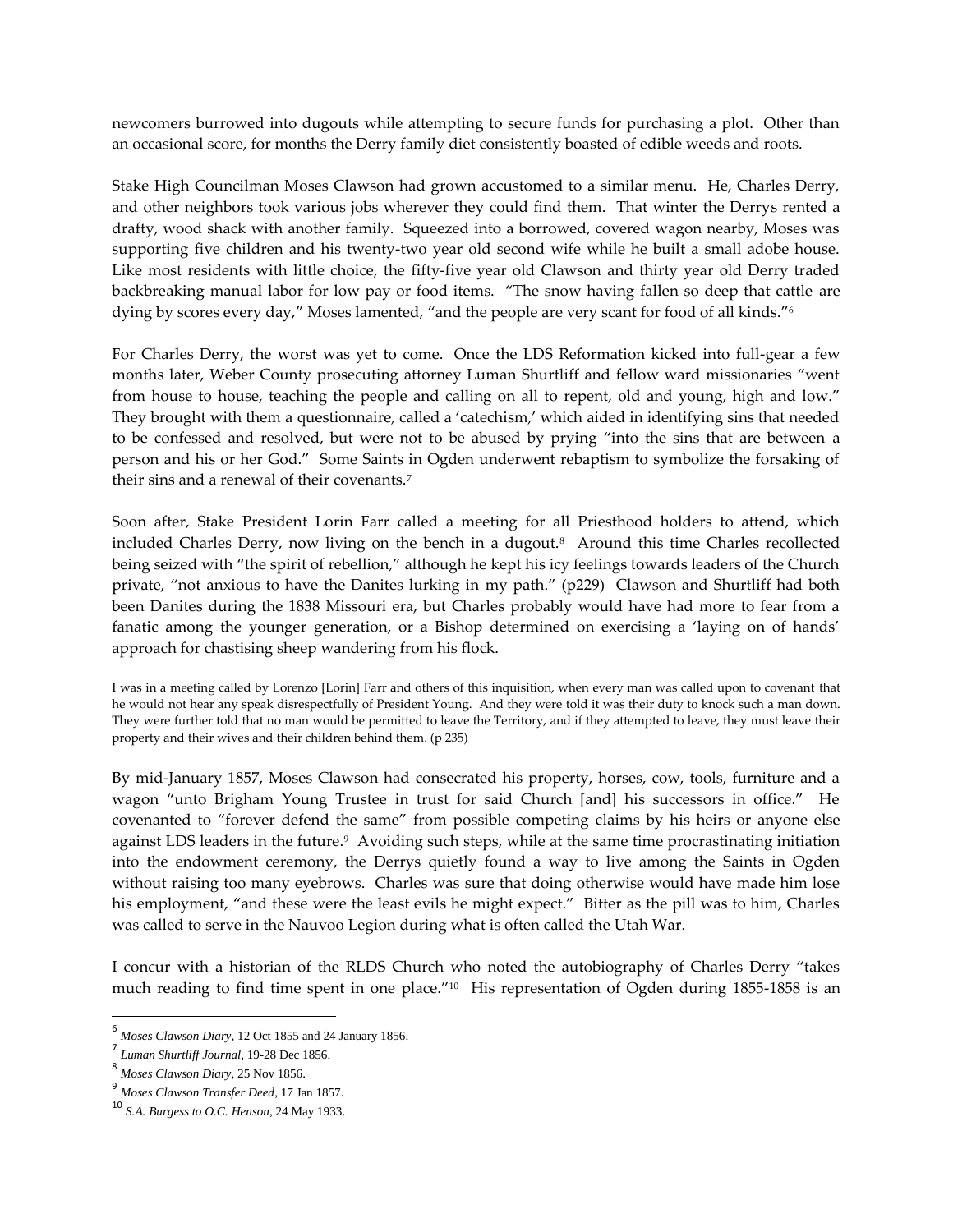newcomers burrowed into dugouts while attempting to secure funds for purchasing a plot. Other than an occasional score, for months the Derry family diet consistently boasted of edible weeds and roots.

Stake High Councilman Moses Clawson had grown accustomed to a similar menu. He, Charles Derry, and other neighbors took various jobs wherever they could find them. That winter the Derrys rented a drafty, wood shack with another family. Squeezed into a borrowed, covered wagon nearby, Moses was supporting five children and his twenty-two year old second wife while he built a small adobe house. Like most residents with little choice, the fifty-five year old Clawson and thirty year old Derry traded backbreaking manual labor for low pay or food items. "The snow having fallen so deep that cattle are dying by scores every day," Moses lamented, "and the people are very scant for food of all kinds."[6]

For Charles Derry, the worst was yet to come. Once the LDS Reformation kicked into full-gear a few months later, Weber County prosecuting attorney Luman Shurtliff and fellow ward missionaries "went from house to house, teaching the people and calling on all to repent, old and young, high and low." They brought with them a questionnaire, called a 'catechism,' which aided in identifying sins that needed to be confessed and resolved, but were not to be abused by prying "into the sins that are between a person and his or her God." Some Saints in Ogden underwent rebaptism to symbolize the forsaking of their sins and a renewal of their covenants.[7]

Soon after, Stake President Lorin Farr called a meeting for all Priesthood holders to attend, which included Charles Derry, now living on the bench in a dugout.[8] Around this time Charles recollected being seized with "the spirit of rebellion," although he kept his icy feelings towards leaders of the Church private, "not anxious to have the Danites lurking in my path." (p229) Clawson and Shurtliff had both been Danites during the 1838 Missouri era, but Charles probably would have had more to fear from a fanatic among the younger generation, or a Bishop determined on exercising a 'laying on of hands' approach for chastising sheep wandering from his flock.

> I was in a meeting called by Lorenzo [Lorin] Farr and others of this inquisition, when every man was called upon to covenant that he would not hear any speak disrespectfully of President Young. And they were told it was their duty to knock such a man down. They were further told that no man would be permitted to leave the Territory, and if they attempted to leave, they must leave their property and their wives and their children behind them. (p 235)

By mid-January 1857, Moses Clawson had consecrated his property, horses, cow, tools, furniture and a wagon "unto Brigham Young Trustee in trust for said Church [and] his successors in office." He covenanted to "forever defend the same" from possible competing claims by his heirs or anyone else against LDS leaders in the future.[9] Avoiding such steps, while at the same time procrastinating initiation into the endowment ceremony, the Derrys quietly found a way to live among the Saints in Ogden without raising too many eyebrows. Charles was sure that doing otherwise would have made him lose his employment, "and these were the least evils he might expect." Bitter as the pill was to him, Charles was called to serve in the Nauvoo Legion during what is often called the Utah War.

I concur with a historian of the RLDS Church who noted the autobiography of Charles Derry "takes much reading to find time spent in one place."[10] His representation of Ogden during 1855-1858 is an

---

[6] *Moses Clawson Diary*, 12 Oct 1855 and 24 January 1856.

[7] *Luman Shurtliff Journal*, 19-28 Dec 1856.

[8] *Moses Clawson Diary*, 25 Nov 1856.

[9] *Moses Clawson Transfer Deed*, 17 Jan 1857.

[10] *S.A. Burgess to O.C. Henson*, 24 May 1933.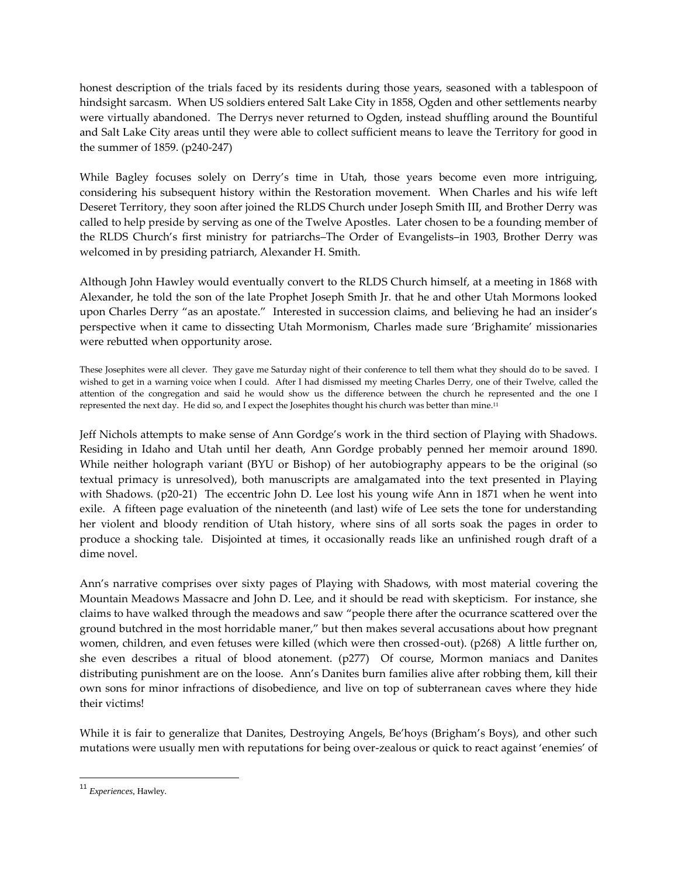honest description of the trials faced by its residents during those years, seasoned with a tablespoon of hindsight sarcasm. When US soldiers entered Salt Lake City in 1858, Ogden and other settlements nearby were virtually abandoned. The Derrys never returned to Ogden, instead shuffling around the Bountiful and Salt Lake City areas until they were able to collect sufficient means to leave the Territory for good in the summer of 1859. (p240-247)

While Bagley focuses solely on Derry's time in Utah, those years become even more intriguing, considering his subsequent history within the Restoration movement. When Charles and his wife left Deseret Territory, they soon after joined the RLDS Church under Joseph Smith III, and Brother Derry was called to help preside by serving as one of the Twelve Apostles. Later chosen to be a founding member of the RLDS Church's first ministry for patriarchs–The Order of Evangelists–in 1903, Brother Derry was welcomed in by presiding patriarch, Alexander H. Smith.

Although John Hawley would eventually convert to the RLDS Church himself, at a meeting in 1868 with Alexander, he told the son of the late Prophet Joseph Smith Jr. that he and other Utah Mormons looked upon Charles Derry "as an apostate." Interested in succession claims, and believing he had an insider's perspective when it came to dissecting Utah Mormonism, Charles made sure 'Brighamite' missionaries were rebutted when opportunity arose.

> These Josephites were all clever. They gave me Saturday night of their conference to tell them what they should do to be saved. I wished to get in a warning voice when I could. After I had dismissed my meeting Charles Derry, one of their Twelve, called the attention of the congregation and said he would show us the difference between the church he represented and the one I represented the next day. He did so, and I expect the Josephites thought his church was better than mine.[11]

Jeff Nichols attempts to make sense of Ann Gordge's work in the third section of Playing with Shadows. Residing in Idaho and Utah until her death, Ann Gordge probably penned her memoir around 1890. While neither holograph variant (BYU or Bishop) of her autobiography appears to be the original (so textual primacy is unresolved), both manuscripts are amalgamated into the text presented in Playing with Shadows. (p20-21) The eccentric John D. Lee lost his young wife Ann in 1871 when he went into exile. A fifteen page evaluation of the nineteenth (and last) wife of Lee sets the tone for understanding her violent and bloody rendition of Utah history, where sins of all sorts soak the pages in order to produce a shocking tale. Disjointed at times, it occasionally reads like an unfinished rough draft of a dime novel.

Ann's narrative comprises over sixty pages of Playing with Shadows, with most material covering the Mountain Meadows Massacre and John D. Lee, and it should be read with skepticism. For instance, she claims to have walked through the meadows and saw "people there after the ocurrance scattered over the ground butchred in the most horridable maner," but then makes several accusations about how pregnant women, children, and even fetuses were killed (which were then crossed-out). (p268) A little further on, she even describes a ritual of blood atonement. (p277) Of course, Mormon maniacs and Danites distributing punishment are on the loose. Ann's Danites burn families alive after robbing them, kill their own sons for minor infractions of disobedience, and live on top of subterranean caves where they hide their victims!

While it is fair to generalize that Danites, Destroying Angels, Be'hoys (Brigham's Boys), and other such mutations were usually men with reputations for being over-zealous or quick to react against 'enemies' of

---

[11] *Experiences*, Hawley.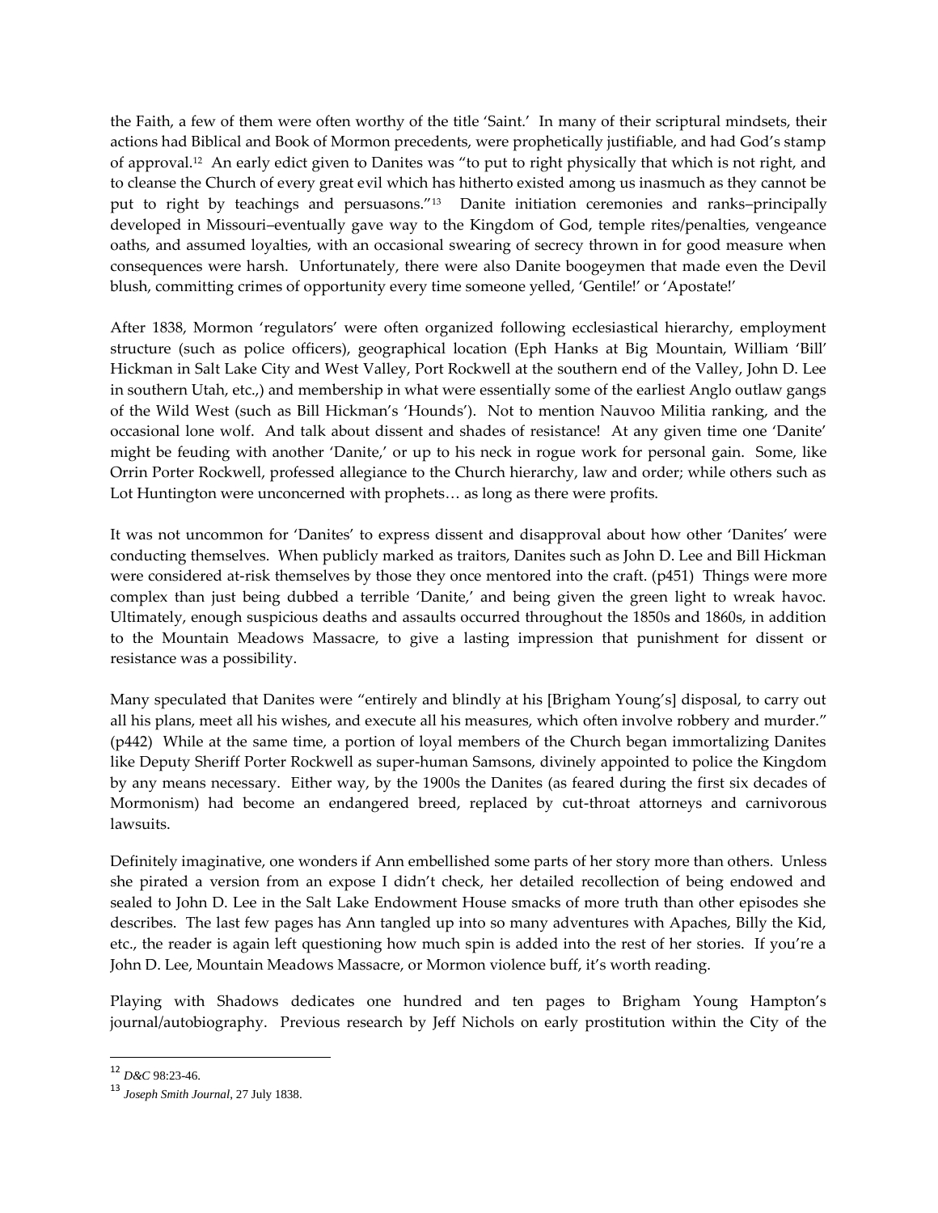the Faith, a few of them were often worthy of the title 'Saint.' In many of their scriptural mindsets, their actions had Biblical and Book of Mormon precedents, were prophetically justifiable, and had God's stamp of approval.[12] An early edict given to Danites was "to put to right physically that which is not right, and to cleanse the Church of every great evil which has hitherto existed among us inasmuch as they cannot be put to right by teachings and persuasons."[13] Danite initiation ceremonies and ranks–principally developed in Missouri–eventually gave way to the Kingdom of God, temple rites/penalties, vengeance oaths, and assumed loyalties, with an occasional swearing of secrecy thrown in for good measure when consequences were harsh. Unfortunately, there were also Danite boogeymen that made even the Devil blush, committing crimes of opportunity every time someone yelled, 'Gentile!' or 'Apostate!'

After 1838, Mormon 'regulators' were often organized following ecclesiastical hierarchy, employment structure (such as police officers), geographical location (Eph Hanks at Big Mountain, William 'Bill' Hickman in Salt Lake City and West Valley, Port Rockwell at the southern end of the Valley, John D. Lee in southern Utah, etc.,) and membership in what were essentially some of the earliest Anglo outlaw gangs of the Wild West (such as Bill Hickman's 'Hounds'). Not to mention Nauvoo Militia ranking, and the occasional lone wolf. And talk about dissent and shades of resistance! At any given time one 'Danite' might be feuding with another 'Danite,' or up to his neck in rogue work for personal gain. Some, like Orrin Porter Rockwell, professed allegiance to the Church hierarchy, law and order; while others such as Lot Huntington were unconcerned with prophets… as long as there were profits.

It was not uncommon for 'Danites' to express dissent and disapproval about how other 'Danites' were conducting themselves. When publicly marked as traitors, Danites such as John D. Lee and Bill Hickman were considered at-risk themselves by those they once mentored into the craft. (p451) Things were more complex than just being dubbed a terrible 'Danite,' and being given the green light to wreak havoc. Ultimately, enough suspicious deaths and assaults occurred throughout the 1850s and 1860s, in addition to the Mountain Meadows Massacre, to give a lasting impression that punishment for dissent or resistance was a possibility.

Many speculated that Danites were "entirely and blindly at his [Brigham Young's] disposal, to carry out all his plans, meet all his wishes, and execute all his measures, which often involve robbery and murder." (p442) While at the same time, a portion of loyal members of the Church began immortalizing Danites like Deputy Sheriff Porter Rockwell as super-human Samsons, divinely appointed to police the Kingdom by any means necessary. Either way, by the 1900s the Danites (as feared during the first six decades of Mormonism) had become an endangered breed, replaced by cut-throat attorneys and carnivorous lawsuits.

Definitely imaginative, one wonders if Ann embellished some parts of her story more than others. Unless she pirated a version from an expose I didn't check, her detailed recollection of being endowed and sealed to John D. Lee in the Salt Lake Endowment House smacks of more truth than other episodes she describes. The last few pages has Ann tangled up into so many adventures with Apaches, Billy the Kid, etc., the reader is again left questioning how much spin is added into the rest of her stories. If you're a John D. Lee, Mountain Meadows Massacre, or Mormon violence buff, it's worth reading.

Playing with Shadows dedicates one hundred and ten pages to Brigham Young Hampton's journal/autobiography. Previous research by Jeff Nichols on early prostitution within the City of the

---

[12] *D&C* 98:23-46.

[13] *Joseph Smith Journal*, 27 July 1838.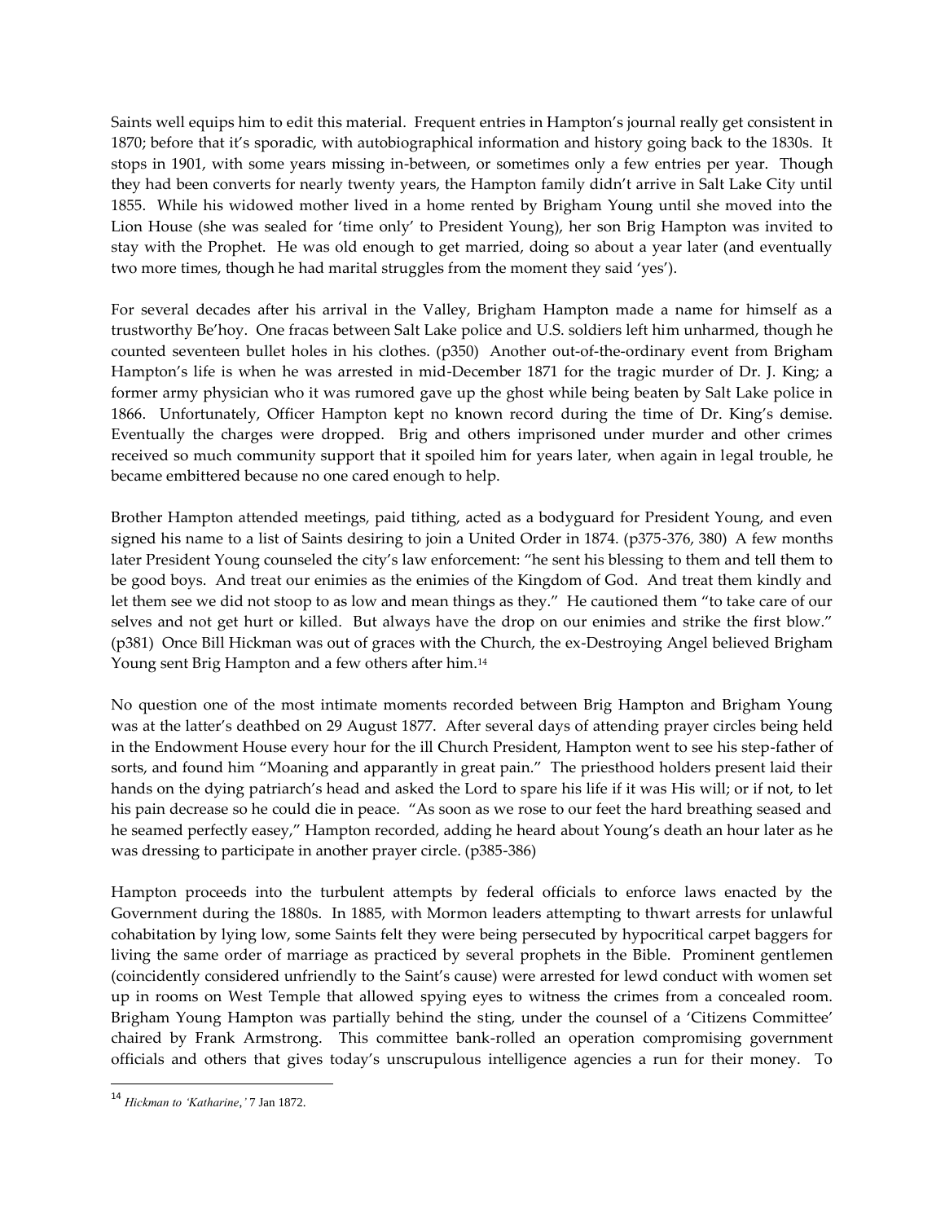Saints well equips him to edit this material. Frequent entries in Hampton's journal really get consistent in 1870; before that it's sporadic, with autobiographical information and history going back to the 1830s. It stops in 1901, with some years missing in-between, or sometimes only a few entries per year. Though they had been converts for nearly twenty years, the Hampton family didn't arrive in Salt Lake City until 1855. While his widowed mother lived in a home rented by Brigham Young until she moved into the Lion House (she was sealed for 'time only' to President Young), her son Brig Hampton was invited to stay with the Prophet. He was old enough to get married, doing so about a year later (and eventually two more times, though he had marital struggles from the moment they said 'yes').

For several decades after his arrival in the Valley, Brigham Hampton made a name for himself as a trustworthy Be'hoy. One fracas between Salt Lake police and U.S. soldiers left him unharmed, though he counted seventeen bullet holes in his clothes. (p350) Another out-of-the-ordinary event from Brigham Hampton's life is when he was arrested in mid-December 1871 for the tragic murder of Dr. J. King; a former army physician who it was rumored gave up the ghost while being beaten by Salt Lake police in 1866. Unfortunately, Officer Hampton kept no known record during the time of Dr. King's demise. Eventually the charges were dropped. Brig and others imprisoned under murder and other crimes received so much community support that it spoiled him for years later, when again in legal trouble, he became embittered because no one cared enough to help.

Brother Hampton attended meetings, paid tithing, acted as a bodyguard for President Young, and even signed his name to a list of Saints desiring to join a United Order in 1874. (p375-376, 380) A few months later President Young counseled the city's law enforcement: "he sent his blessing to them and tell them to be good boys. And treat our enimies as the enimies of the Kingdom of God. And treat them kindly and let them see we did not stoop to as low and mean things as they." He cautioned them "to take care of our selves and not get hurt or killed. But always have the drop on our enimies and strike the first blow." (p381) Once Bill Hickman was out of graces with the Church, the ex-Destroying Angel believed Brigham Young sent Brig Hampton and a few others after him.[14]

No question one of the most intimate moments recorded between Brig Hampton and Brigham Young was at the latter's deathbed on 29 August 1877. After several days of attending prayer circles being held in the Endowment House every hour for the ill Church President, Hampton went to see his step-father of sorts, and found him "Moaning and apparantly in great pain." The priesthood holders present laid their hands on the dying patriarch's head and asked the Lord to spare his life if it was His will; or if not, to let his pain decrease so he could die in peace. "As soon as we rose to our feet the hard breathing seased and he seamed perfectly easey," Hampton recorded, adding he heard about Young's death an hour later as he was dressing to participate in another prayer circle. (p385-386)

Hampton proceeds into the turbulent attempts by federal officials to enforce laws enacted by the Government during the 1880s. In 1885, with Mormon leaders attempting to thwart arrests for unlawful cohabitation by lying low, some Saints felt they were being persecuted by hypocritical carpet baggers for living the same order of marriage as practiced by several prophets in the Bible. Prominent gentlemen (coincidently considered unfriendly to the Saint's cause) were arrested for lewd conduct with women set up in rooms on West Temple that allowed spying eyes to witness the crimes from a concealed room. Brigham Young Hampton was partially behind the sting, under the counsel of a 'Citizens Committee' chaired by Frank Armstrong. This committee bank-rolled an operation compromising government officials and others that gives today's unscrupulous intelligence agencies a run for their money. To

---

[14] *Hickman to 'Katharine,'* 7 Jan 1872.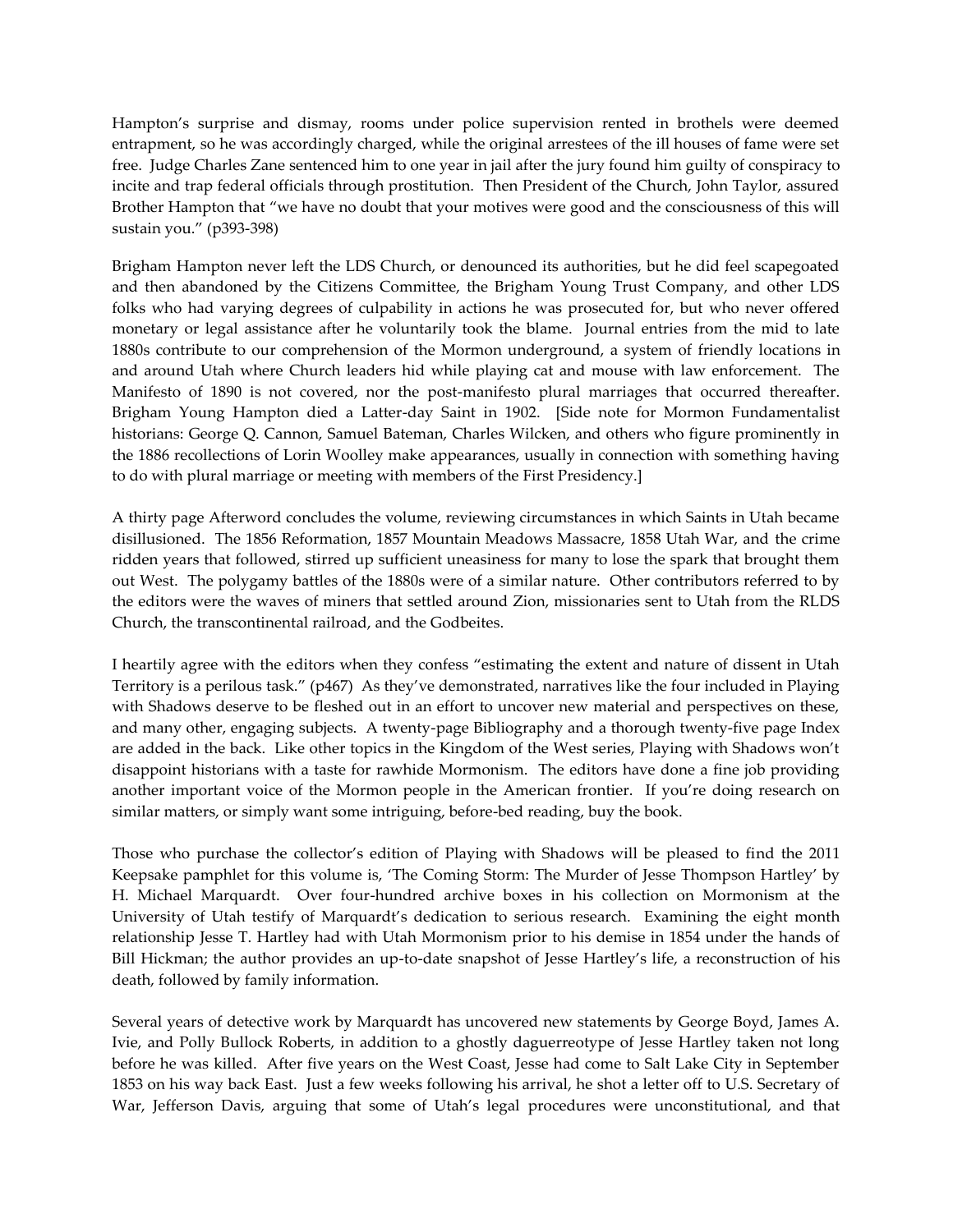Hampton's surprise and dismay, rooms under police supervision rented in brothels were deemed entrapment, so he was accordingly charged, while the original arrestees of the ill houses of fame were set free. Judge Charles Zane sentenced him to one year in jail after the jury found him guilty of conspiracy to incite and trap federal officials through prostitution. Then President of the Church, John Taylor, assured Brother Hampton that "we have no doubt that your motives were good and the consciousness of this will sustain you." (p393-398)

Brigham Hampton never left the LDS Church, or denounced its authorities, but he did feel scapegoated and then abandoned by the Citizens Committee, the Brigham Young Trust Company, and other LDS folks who had varying degrees of culpability in actions he was prosecuted for, but who never offered monetary or legal assistance after he voluntarily took the blame. Journal entries from the mid to late 1880s contribute to our comprehension of the Mormon underground, a system of friendly locations in and around Utah where Church leaders hid while playing cat and mouse with law enforcement. The Manifesto of 1890 is not covered, nor the post-manifesto plural marriages that occurred thereafter. Brigham Young Hampton died a Latter-day Saint in 1902. [Side note for Mormon Fundamentalist historians: George Q. Cannon, Samuel Bateman, Charles Wilcken, and others who figure prominently in the 1886 recollections of Lorin Woolley make appearances, usually in connection with something having to do with plural marriage or meeting with members of the First Presidency.]

A thirty page Afterword concludes the volume, reviewing circumstances in which Saints in Utah became disillusioned. The 1856 Reformation, 1857 Mountain Meadows Massacre, 1858 Utah War, and the crime ridden years that followed, stirred up sufficient uneasiness for many to lose the spark that brought them out West. The polygamy battles of the 1880s were of a similar nature. Other contributors referred to by the editors were the waves of miners that settled around Zion, missionaries sent to Utah from the RLDS Church, the transcontinental railroad, and the Godbeites.

I heartily agree with the editors when they confess "estimating the extent and nature of dissent in Utah Territory is a perilous task." (p467) As they've demonstrated, narratives like the four included in Playing with Shadows deserve to be fleshed out in an effort to uncover new material and perspectives on these, and many other, engaging subjects. A twenty-page Bibliography and a thorough twenty-five page Index are added in the back. Like other topics in the Kingdom of the West series, Playing with Shadows won't disappoint historians with a taste for rawhide Mormonism. The editors have done a fine job providing another important voice of the Mormon people in the American frontier. If you're doing research on similar matters, or simply want some intriguing, before-bed reading, buy the book.

Those who purchase the collector's edition of Playing with Shadows will be pleased to find the 2011 Keepsake pamphlet for this volume is, 'The Coming Storm: The Murder of Jesse Thompson Hartley' by H. Michael Marquardt. Over four-hundred archive boxes in his collection on Mormonism at the University of Utah testify of Marquardt's dedication to serious research. Examining the eight month relationship Jesse T. Hartley had with Utah Mormonism prior to his demise in 1854 under the hands of Bill Hickman; the author provides an up-to-date snapshot of Jesse Hartley's life, a reconstruction of his death, followed by family information.

Several years of detective work by Marquardt has uncovered new statements by George Boyd, James A. Ivie, and Polly Bullock Roberts, in addition to a ghostly daguerreotype of Jesse Hartley taken not long before he was killed. After five years on the West Coast, Jesse had come to Salt Lake City in September 1853 on his way back East. Just a few weeks following his arrival, he shot a letter off to U.S. Secretary of War, Jefferson Davis, arguing that some of Utah's legal procedures were unconstitutional, and that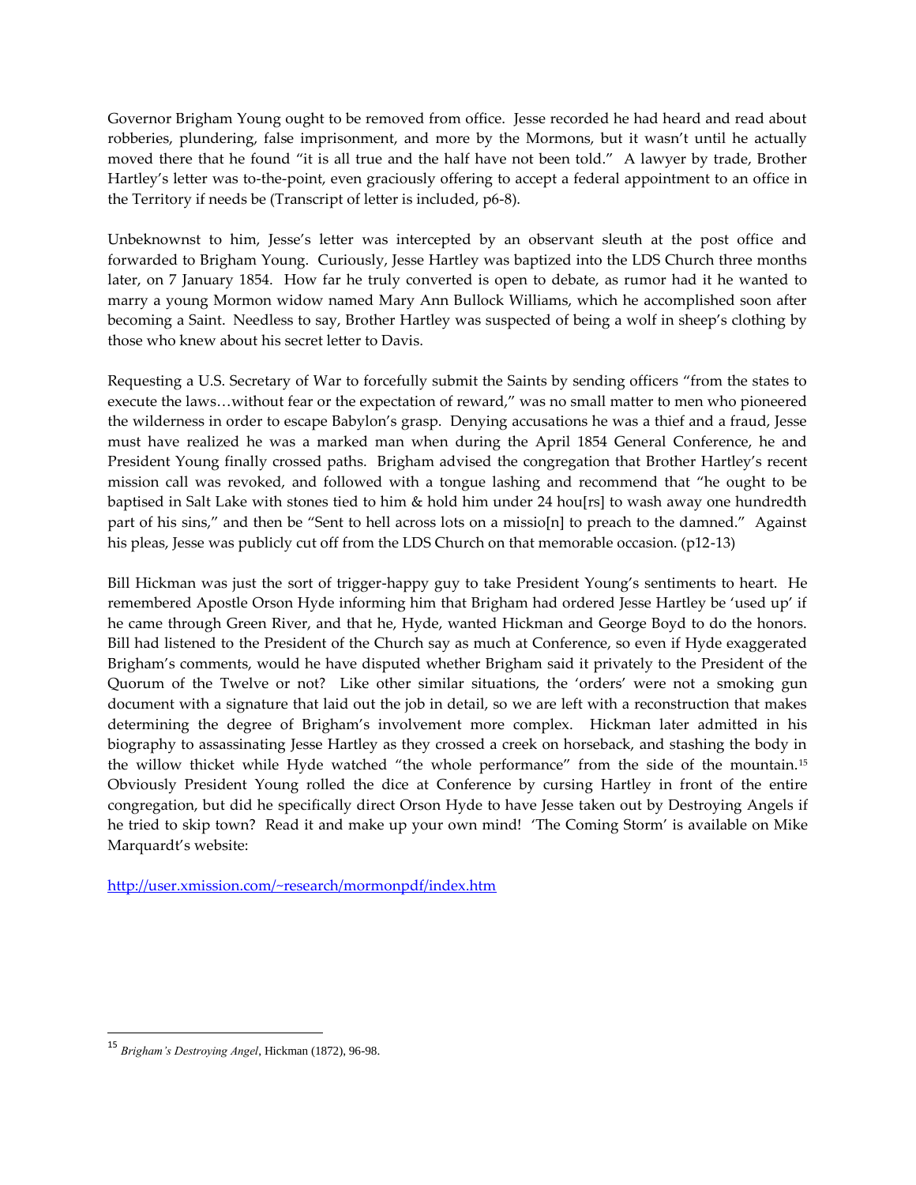Governor Brigham Young ought to be removed from office. Jesse recorded he had heard and read about robberies, plundering, false imprisonment, and more by the Mormons, but it wasn't until he actually moved there that he found "it is all true and the half have not been told." A lawyer by trade, Brother Hartley's letter was to-the-point, even graciously offering to accept a federal appointment to an office in the Territory if needs be (Transcript of letter is included, p6-8).

Unbeknownst to him, Jesse's letter was intercepted by an observant sleuth at the post office and forwarded to Brigham Young. Curiously, Jesse Hartley was baptized into the LDS Church three months later, on 7 January 1854. How far he truly converted is open to debate, as rumor had it he wanted to marry a young Mormon widow named Mary Ann Bullock Williams, which he accomplished soon after becoming a Saint. Needless to say, Brother Hartley was suspected of being a wolf in sheep's clothing by those who knew about his secret letter to Davis.

Requesting a U.S. Secretary of War to forcefully submit the Saints by sending officers "from the states to execute the laws…without fear or the expectation of reward," was no small matter to men who pioneered the wilderness in order to escape Babylon's grasp. Denying accusations he was a thief and a fraud, Jesse must have realized he was a marked man when during the April 1854 General Conference, he and President Young finally crossed paths. Brigham advised the congregation that Brother Hartley's recent mission call was revoked, and followed with a tongue lashing and recommend that "he ought to be baptised in Salt Lake with stones tied to him & hold him under 24 hou[rs] to wash away one hundredth part of his sins," and then be "Sent to hell across lots on a missio[n] to preach to the damned." Against his pleas, Jesse was publicly cut off from the LDS Church on that memorable occasion. (p12-13)

Bill Hickman was just the sort of trigger-happy guy to take President Young's sentiments to heart. He remembered Apostle Orson Hyde informing him that Brigham had ordered Jesse Hartley be 'used up' if he came through Green River, and that he, Hyde, wanted Hickman and George Boyd to do the honors. Bill had listened to the President of the Church say as much at Conference, so even if Hyde exaggerated Brigham's comments, would he have disputed whether Brigham said it privately to the President of the Quorum of the Twelve or not? Like other similar situations, the 'orders' were not a smoking gun document with a signature that laid out the job in detail, so we are left with a reconstruction that makes determining the degree of Brigham's involvement more complex. Hickman later admitted in his biography to assassinating Jesse Hartley as they crossed a creek on horseback, and stashing the body in the willow thicket while Hyde watched "the whole performance" from the side of the mountain.[15] Obviously President Young rolled the dice at Conference by cursing Hartley in front of the entire congregation, but did he specifically direct Orson Hyde to have Jesse taken out by Destroying Angels if he tried to skip town? Read it and make up your own mind! 'The Coming Storm' is available on Mike Marquardt's website:

http://user.xmission.com/~research/mormonpdf/index.htm

---

[15] *Brigham's Destroying Angel*, Hickman (1872), 96-98.